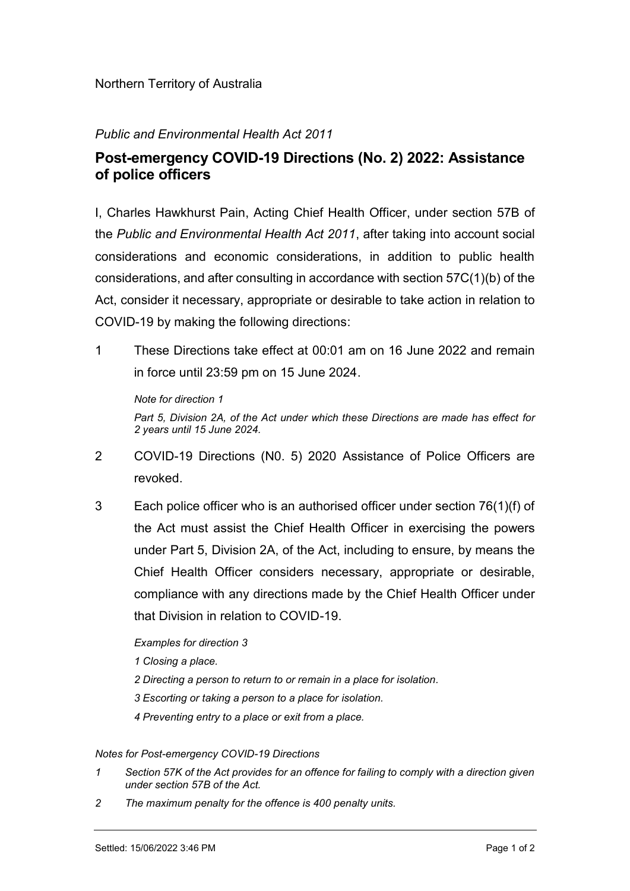Northern Territory of Australia

*Public and Environmental Health Act 2011*

## Post-emergency COVID-19 Directions (No. 2) 2022: Assistance of police officers

I, Charles Hawkhurst Pain, Acting Chief Health Officer, under section 57B of the *Public and Environmental Health Act 2011*, after taking into account social considerations and economic considerations, in addition to public health considerations, and after consulting in accordance with section 57C(1)(b) of the Act, consider it necessary, appropriate or desirable to take action in relation to COVID-19 by making the following directions:

1 These Directions take effect at 00:01 am on 16 June 2022 and remain in force until 23:59 pm on 15 June 2024.

*Note for direction 1*

*Part 5, Division 2A, of the Act under which these Directions are made has effect for 2 years until 15 June 2024.*

2 COVID-19 Directions (N0. 5) 2020 Assistance of Police Officers are revoked.

3 Each police officer who is an authorised officer under section 76(1)(f) of the Act must assist the Chief Health Officer in exercising the powers under Part 5, Division 2A, of the Act, including to ensure, by means the Chief Health Officer considers necessary, appropriate or desirable, compliance with any directions made by the Chief Health Officer under that Division in relation to COVID-19.

*Examples for direction 3*

*1 Closing a place.*

*2 Directing a person to return to or remain in a place for isolation.*

*3 Escorting or taking a person to a place for isolation.*

*4 Preventing entry to a place or exit from a place.*

*Notes for Post-emergency COVID-19 Directions*

*1 Section 57K of the Act provides for an offence for failing to comply with a direction given under section 57B of the Act.*

*2 The maximum penalty for the offence is 400 penalty units.*

Settled: 15/06/2022 3:46 PM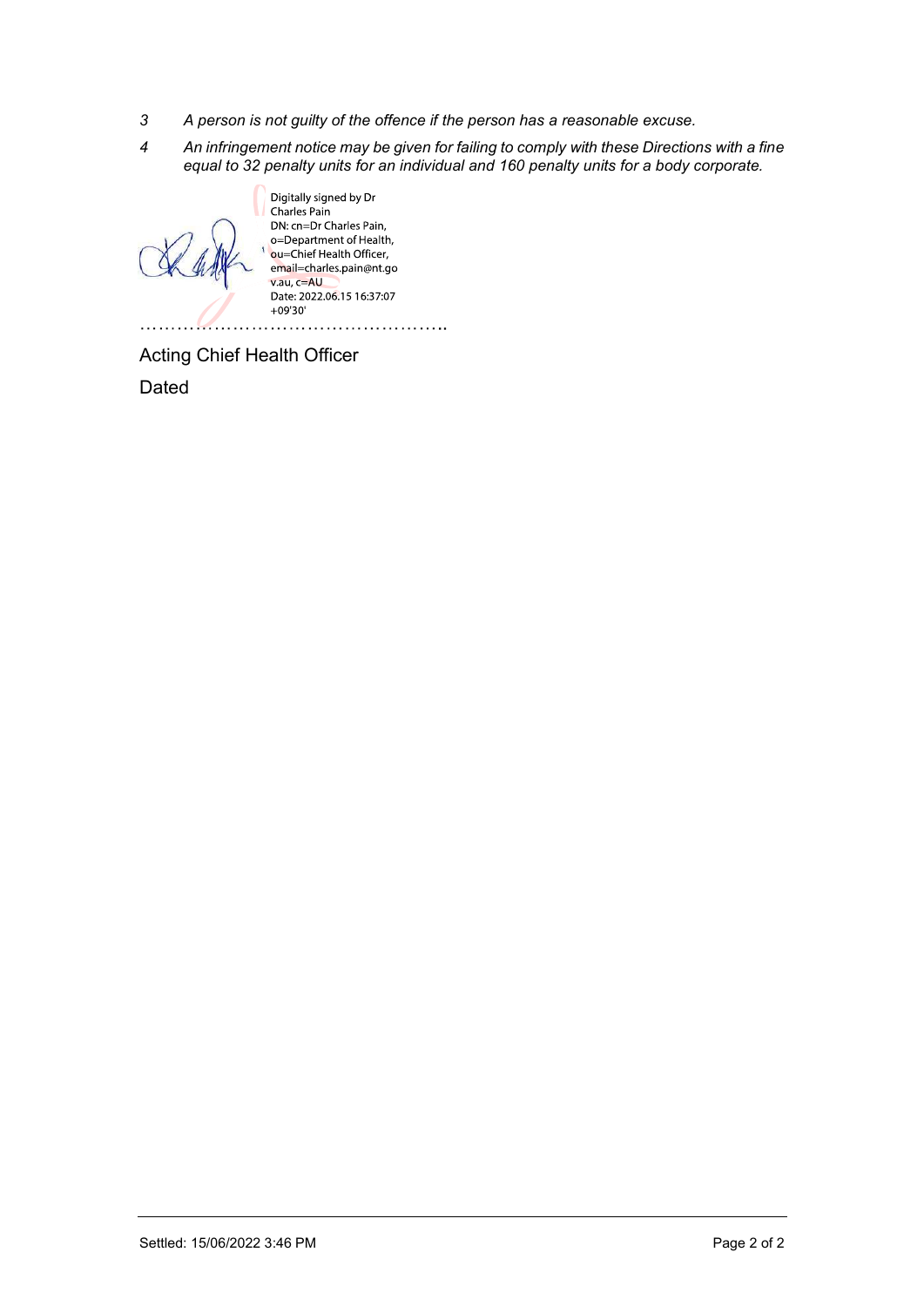*3 A person is not guilty of the offence if the person has a reasonable excuse.*

*4 An infringement notice may be given for failing to comply with these Directions with a fine equal to 32 penalty units for an individual and 160 penalty units for a body corporate.*

Digitally signed by Dr Charles Pain
DN: cn=Dr Charles Pain, o=Department of Health, ou=Chief Health Officer, email=charles.pain@nt.gov.au, c=AU
Date: 2022.06.15 16:37:07 +09'30'

……………………………………………..

Acting Chief Health Officer

Dated

Settled: 15/06/2022 3:46 PM